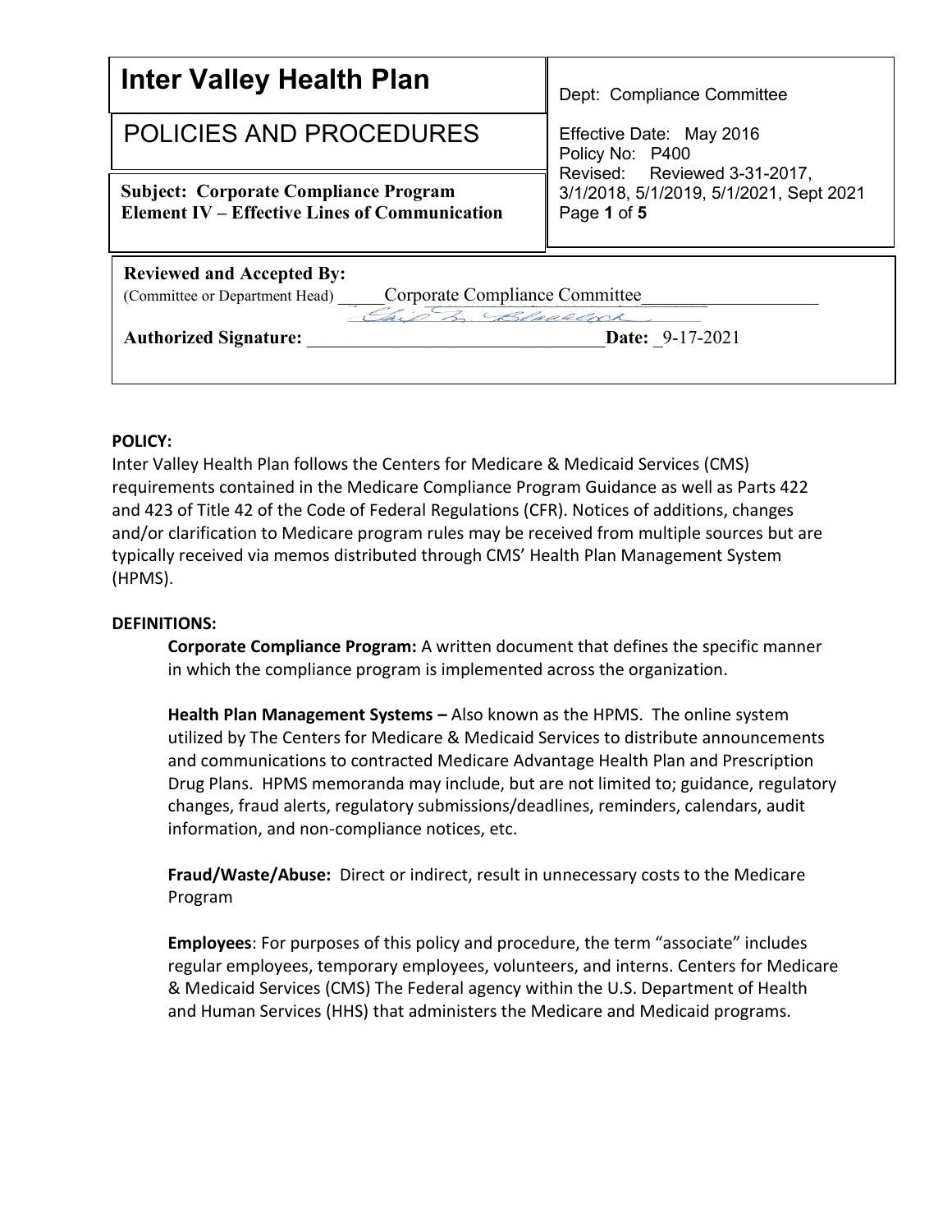| **Inter Valley Health Plan** | Dept: Compliance Committee |
|---|---|
| POLICIES AND PROCEDURES | Effective Date: May 2016<br>Policy No: P400<br>Revised: Reviewed 3-31-2017, 3/1/2018, 5/1/2019, 5/1/2021, Sept 2021 |
| **Subject: Corporate Compliance Program**<br>**Element IV – Effective Lines of Communication** | |

**Reviewed and Accepted By:**
(Committee or Department Head) \_\_\_\_\_Corporate Compliance Committee\_\_\_\_\_\_\_\_\_\_\_\_\_\_\_\_\_\_

**Authorized Signature:** \_\_\_\_\_\_\_\_\_\_\_\_\_\_\_\_\_\_\_\_\_\_\_\_\_\_\_\_\_\_\_\_\_ **Date:** \_9-17-2021

**POLICY:**

Inter Valley Health Plan follows the Centers for Medicare & Medicaid Services (CMS) requirements contained in the Medicare Compliance Program Guidance as well as Parts 422 and 423 of Title 42 of the Code of Federal Regulations (CFR). Notices of additions, changes and/or clarification to Medicare program rules may be received from multiple sources but are typically received via memos distributed through CMS' Health Plan Management System (HPMS).

**DEFINITIONS:**

**Corporate Compliance Program:** A written document that defines the specific manner in which the compliance program is implemented across the organization.

**Health Plan Management Systems –** Also known as the HPMS. The online system utilized by The Centers for Medicare & Medicaid Services to distribute announcements and communications to contracted Medicare Advantage Health Plan and Prescription Drug Plans. HPMS memoranda may include, but are not limited to; guidance, regulatory changes, fraud alerts, regulatory submissions/deadlines, reminders, calendars, audit information, and non-compliance notices, etc.

**Fraud/Waste/Abuse:** Direct or indirect, result in unnecessary costs to the Medicare Program

**Employees**: For purposes of this policy and procedure, the term "associate" includes regular employees, temporary employees, volunteers, and interns. Centers for Medicare & Medicaid Services (CMS) The Federal agency within the U.S. Department of Health and Human Services (HHS) that administers the Medicare and Medicaid programs.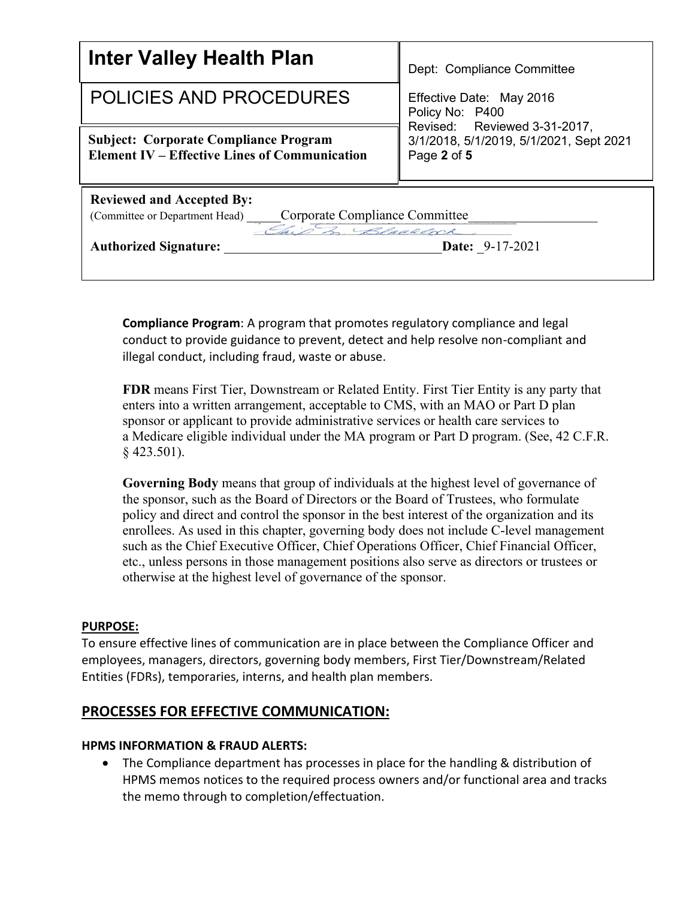| **Inter Valley Health Plan** | Dept: Compliance Committee |
|---|---|
| POLICIES AND PROCEDURES | Effective Date: May 2016<br>Policy No: P400<br>Revised: Reviewed 3-31-2017, 3/1/2018, 5/1/2019, 5/1/2021, Sept 2021 |
| **Subject: Corporate Compliance Program**<br>**Element IV – Effective Lines of Communication** | |

**Reviewed and Accepted By:**
(Committee or Department Head) Corporate Compliance Committee

**Authorized Signature:** ______________________ **Date:** 9-17-2021

**Compliance Program**: A program that promotes regulatory compliance and legal conduct to provide guidance to prevent, detect and help resolve non-compliant and illegal conduct, including fraud, waste or abuse.

**FDR** means First Tier, Downstream or Related Entity. First Tier Entity is any party that enters into a written arrangement, acceptable to CMS, with an MAO or Part D plan sponsor or applicant to provide administrative services or health care services to a Medicare eligible individual under the MA program or Part D program. (See, 42 C.F.R. § 423.501).

**Governing Body** means that group of individuals at the highest level of governance of the sponsor, such as the Board of Directors or the Board of Trustees, who formulate policy and direct and control the sponsor in the best interest of the organization and its enrollees. As used in this chapter, governing body does not include C-level management such as the Chief Executive Officer, Chief Operations Officer, Chief Financial Officer, etc., unless persons in those management positions also serve as directors or trustees or otherwise at the highest level of governance of the sponsor.

**PURPOSE:**

To ensure effective lines of communication are in place between the Compliance Officer and employees, managers, directors, governing body members, First Tier/Downstream/Related Entities (FDRs), temporaries, interns, and health plan members.

## PROCESSES FOR EFFECTIVE COMMUNICATION:

### HPMS INFORMATION & FRAUD ALERTS:

- The Compliance department has processes in place for the handling & distribution of HPMS memos notices to the required process owners and/or functional area and tracks the memo through to completion/effectuation.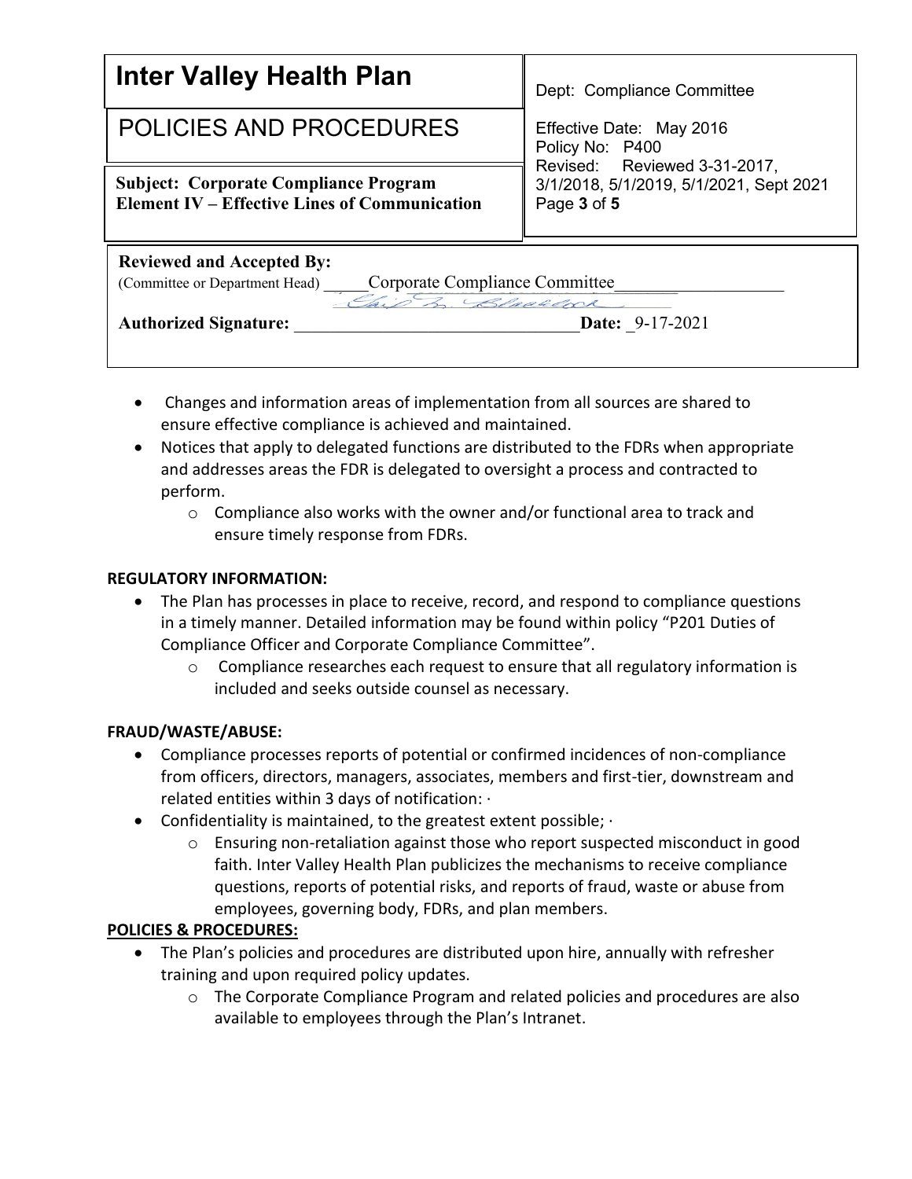- Changes and information areas of implementation from all sources are shared to ensure effective compliance is achieved and maintained.
- Notices that apply to delegated functions are distributed to the FDRs when appropriate and addresses areas the FDR is delegated to oversight a process and contracted to perform.
  - Compliance also works with the owner and/or functional area to track and ensure timely response from FDRs.

**REGULATORY INFORMATION:**

- The Plan has processes in place to receive, record, and respond to compliance questions in a timely manner. Detailed information may be found within policy "P201 Duties of Compliance Officer and Corporate Compliance Committee".
  - Compliance researches each request to ensure that all regulatory information is included and seeks outside counsel as necessary.

**FRAUD/WASTE/ABUSE:**

- Compliance processes reports of potential or confirmed incidences of non-compliance from officers, directors, managers, associates, members and first-tier, downstream and related entities within 3 days of notification: ·
- Confidentiality is maintained, to the greatest extent possible; ·
  - Ensuring non-retaliation against those who report suspected misconduct in good faith. Inter Valley Health Plan publicizes the mechanisms to receive compliance questions, reports of potential risks, and reports of fraud, waste or abuse from employees, governing body, FDRs, and plan members.

**POLICIES & PROCEDURES:**

- The Plan's policies and procedures are distributed upon hire, annually with refresher training and upon required policy updates.
  - The Corporate Compliance Program and related policies and procedures are also available to employees through the Plan's Intranet.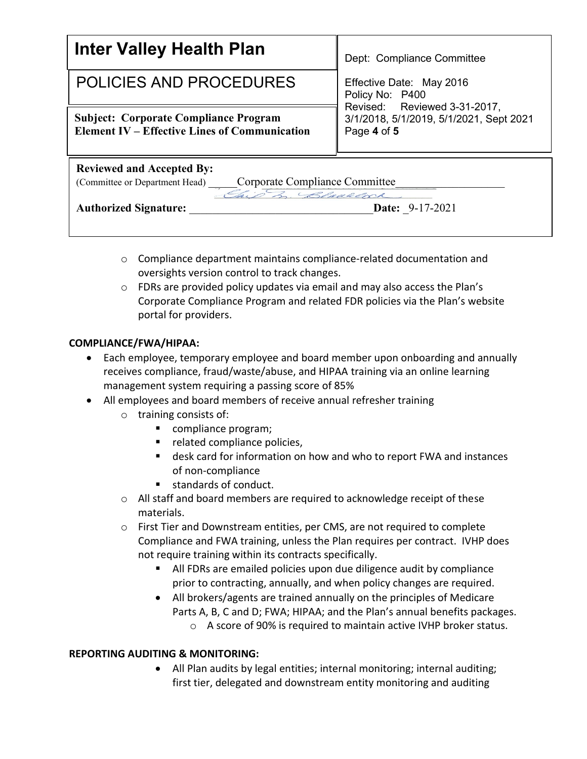| **Inter Valley Health Plan** | Dept: Compliance Committee |
|---|---|
| POLICIES AND PROCEDURES | Effective Date: May 2016<br>Policy No: P400<br>Revised: Reviewed 3-31-2017, 3/1/2018, 5/1/2019, 5/1/2021, Sept 2021 |
| **Subject: Corporate Compliance Program**<br>**Element IV – Effective Lines of Communication** | |

**Reviewed and Accepted By:**
(Committee or Department Head) Corporate Compliance Committee

**Authorized Signature:** ______________________ **Date:** 9-17-2021

- Compliance department maintains compliance-related documentation and oversights version control to track changes.
- FDRs are provided policy updates via email and may also access the Plan's Corporate Compliance Program and related FDR policies via the Plan's website portal for providers.

**COMPLIANCE/FWA/HIPAA:**

- Each employee, temporary employee and board member upon onboarding and annually receives compliance, fraud/waste/abuse, and HIPAA training via an online learning management system requiring a passing score of 85%
- All employees and board members of receive annual refresher training
  - training consists of:
    - compliance program;
    - related compliance policies,
    - desk card for information on how and who to report FWA and instances of non-compliance
    - standards of conduct.
  - All staff and board members are required to acknowledge receipt of these materials.
  - First Tier and Downstream entities, per CMS, are not required to complete Compliance and FWA training, unless the Plan requires per contract. IVHP does not require training within its contracts specifically.
    - All FDRs are emailed policies upon due diligence audit by compliance prior to contracting, annually, and when policy changes are required.
    - All brokers/agents are trained annually on the principles of Medicare Parts A, B, C and D; FWA; HIPAA; and the Plan's annual benefits packages.
      - A score of 90% is required to maintain active IVHP broker status.

**REPORTING AUDITING & MONITORING:**

- All Plan audits by legal entities; internal monitoring; internal auditing; first tier, delegated and downstream entity monitoring and auditing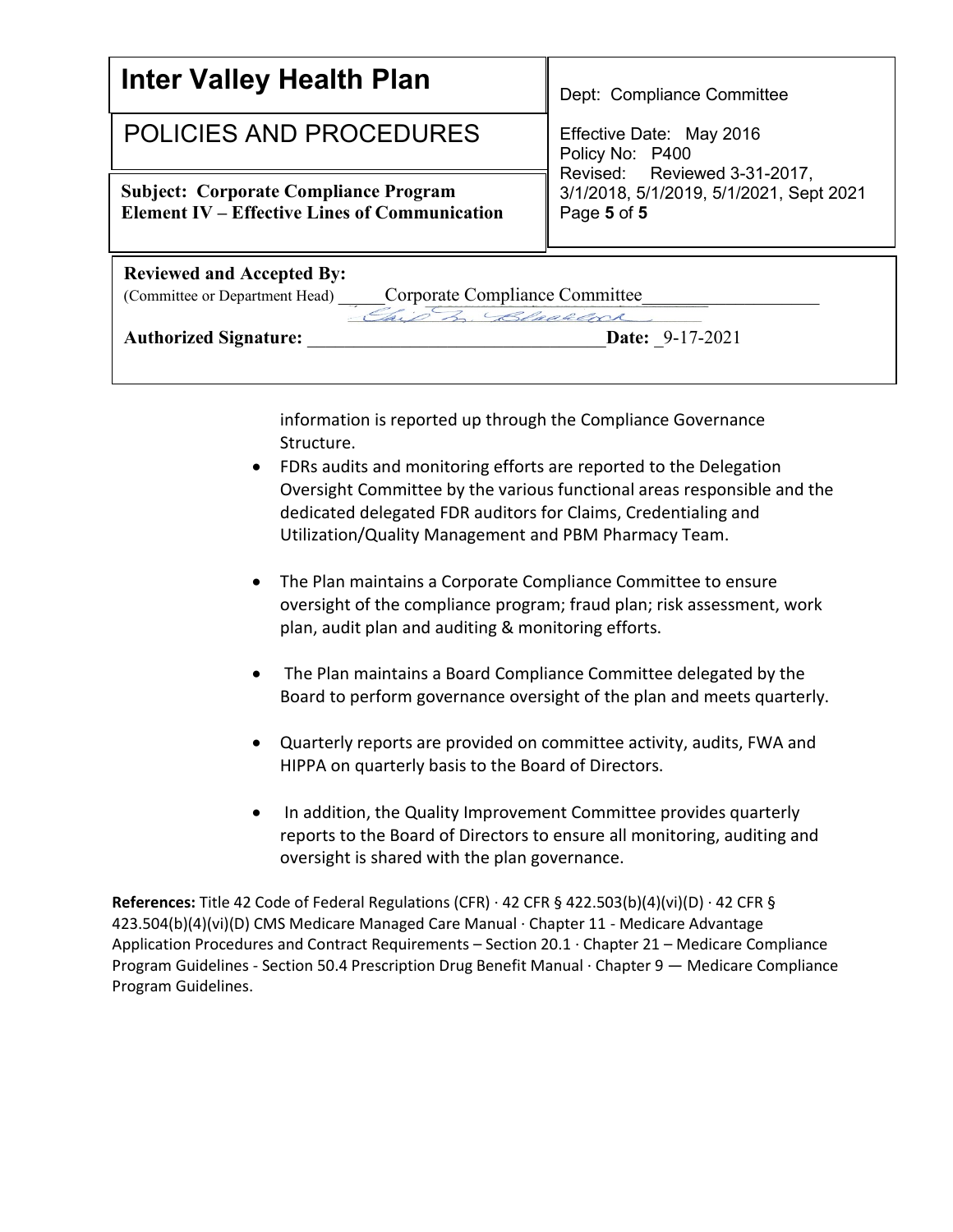| Inter Valley Health Plan | Dept: Compliance Committee |
|---|---|
| POLICIES AND PROCEDURES | Effective Date: May 2016<br>Policy No: P400<br>Revised: Reviewed 3-31-2017, 3/1/2018, 5/1/2019, 5/1/2021, Sept 2021 |
| **Subject: Corporate Compliance Program**<br>**Element IV – Effective Lines of Communication** | |

**Reviewed and Accepted By:**

(Committee or Department Head) Corporate Compliance Committee

**Authorized Signature:** ______________________ **Date:** 9-17-2021

information is reported up through the Compliance Governance Structure.

- FDRs audits and monitoring efforts are reported to the Delegation Oversight Committee by the various functional areas responsible and the dedicated delegated FDR auditors for Claims, Credentialing and Utilization/Quality Management and PBM Pharmacy Team.

- The Plan maintains a Corporate Compliance Committee to ensure oversight of the compliance program; fraud plan; risk assessment, work plan, audit plan and auditing & monitoring efforts.

- The Plan maintains a Board Compliance Committee delegated by the Board to perform governance oversight of the plan and meets quarterly.

- Quarterly reports are provided on committee activity, audits, FWA and HIPPA on quarterly basis to the Board of Directors.

- In addition, the Quality Improvement Committee provides quarterly reports to the Board of Directors to ensure all monitoring, auditing and oversight is shared with the plan governance.

**References:** Title 42 Code of Federal Regulations (CFR) · 42 CFR § 422.503(b)(4)(vi)(D) · 42 CFR § 423.504(b)(4)(vi)(D) CMS Medicare Managed Care Manual · Chapter 11 - Medicare Advantage Application Procedures and Contract Requirements – Section 20.1 · Chapter 21 – Medicare Compliance Program Guidelines - Section 50.4 Prescription Drug Benefit Manual · Chapter 9 — Medicare Compliance Program Guidelines.